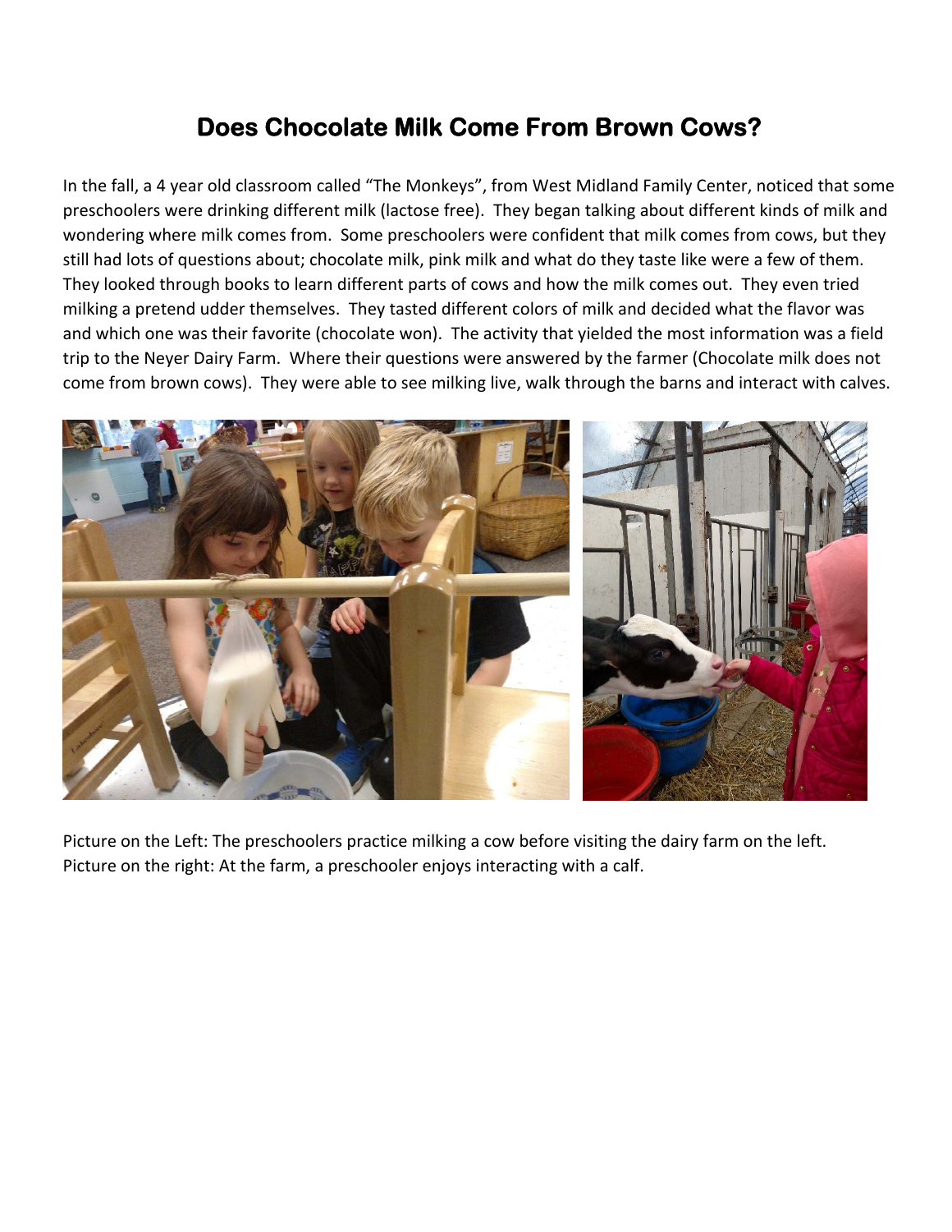# Does Chocolate Milk Come From Brown Cows?

In the fall, a 4 year old classroom called "The Monkeys", from West Midland Family Center, noticed that some preschoolers were drinking different milk (lactose free). They began talking about different kinds of milk and wondering where milk comes from. Some preschoolers were confident that milk comes from cows, but they still had lots of questions about; chocolate milk, pink milk and what do they taste like were a few of them. They looked through books to learn different parts of cows and how the milk comes out. They even tried milking a pretend udder themselves. They tasted different colors of milk and decided what the flavor was and which one was their favorite (chocolate won). The activity that yielded the most information was a field trip to the Neyer Dairy Farm. Where their questions were answered by the farmer (Chocolate milk does not come from brown cows). They were able to see milking live, walk through the barns and interact with calves.

Picture on the Left: The preschoolers practice milking a cow before visiting the dairy farm on the left.
Picture on the right: At the farm, a preschooler enjoys interacting with a calf.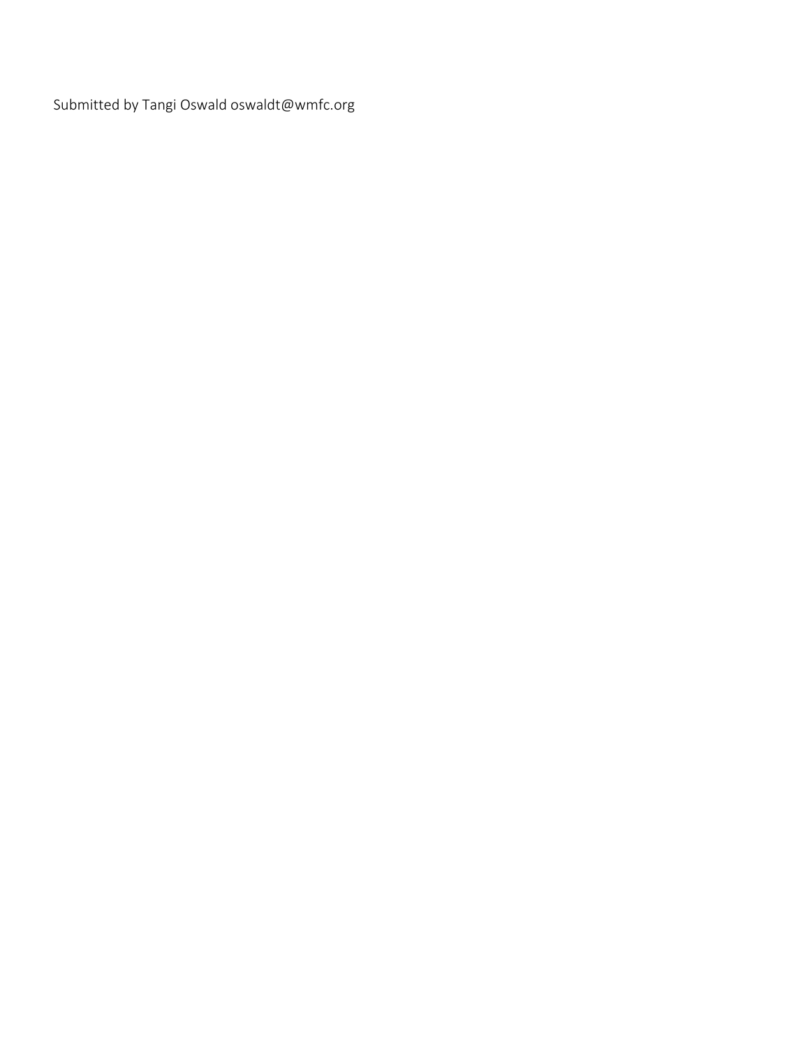Submitted by Tangi Oswald oswaldt@wmfc.org